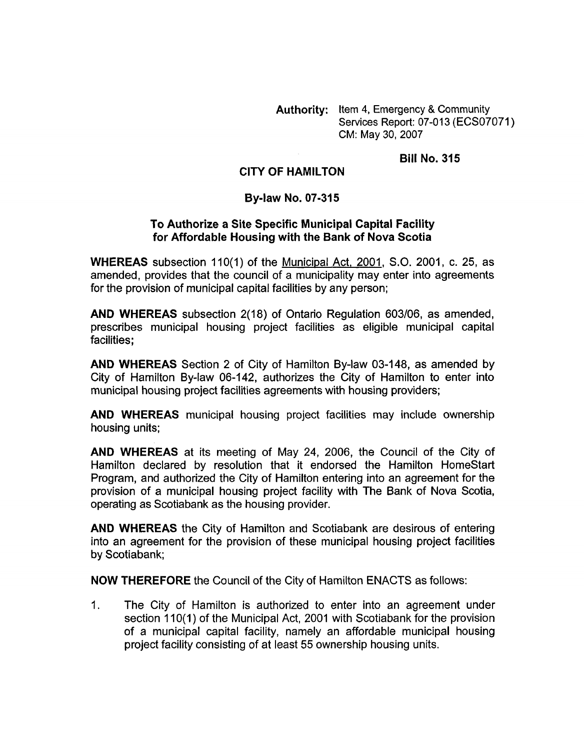**Authority:** Item 4, Emergency & Community Services Report: 07-013 (ECS07071) CM: May 30, 2007

**Bill No. 315**

## CITY OF HAMILTON

### By-law No. 07-315

### To Authorize a Site Specific Municipal Capital Facility for Affordable Housing with the Bank of Nova Scotia

**WHEREAS** subsection 110(1) of the Municipal Act, 2001, S.O. 2001, c. 25, as amended, provides that the council of a municipality may enter into agreements for the provision of municipal capital facilities by any person;

**AND WHEREAS** subsection 2(18) of Ontario Regulation 603/06, as amended, prescribes municipal housing project facilities as eligible municipal capital facilities;

**AND WHEREAS** Section 2 of City of Hamilton By-law 03-148, as amended by City of Hamilton By-law 06-142, authorizes the City of Hamilton to enter into municipal housing project facilities agreements with housing providers;

**AND WHEREAS** municipal housing project facilities may include ownership housing units;

**AND WHEREAS** at its meeting of May 24, 2006, the Council of the City of Hamilton declared by resolution that it endorsed the Hamilton HomeStart Program, and authorized the City of Hamilton entering into an agreement for the provision of a municipal housing project facility with The Bank of Nova Scotia, operating as Scotiabank as the housing provider.

**AND WHEREAS** the City of Hamilton and Scotiabank are desirous of entering into an agreement for the provision of these municipal housing project facilities by Scotiabank;

**NOW THEREFORE** the Council of the City of Hamilton ENACTS as follows:

1. The City of Hamilton is authorized to enter into an agreement under section 110(1) of the Municipal Act, 2001 with Scotiabank for the provision of a municipal capital facility, namely an affordable municipal housing project facility consisting of at least 55 ownership housing units.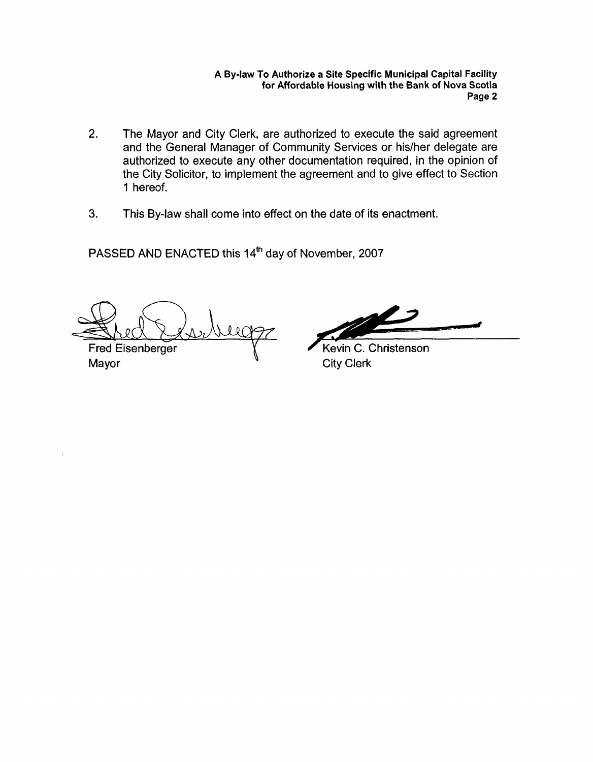2. The Mayor and City Clerk, are authorized to execute the said agreement and the General Manager of Community Services or his/her delegate are authorized to execute any other documentation required, in the opinion of the City Solicitor, to implement the agreement and to give effect to Section 1 hereof.

3. This By-law shall come into effect on the date of its enactment.

PASSED AND ENACTED this 14th day of November, 2007

| | |
|---|---|
| Fred Eisenberger | Kevin C. Christenson |
| Mayor | City Clerk |